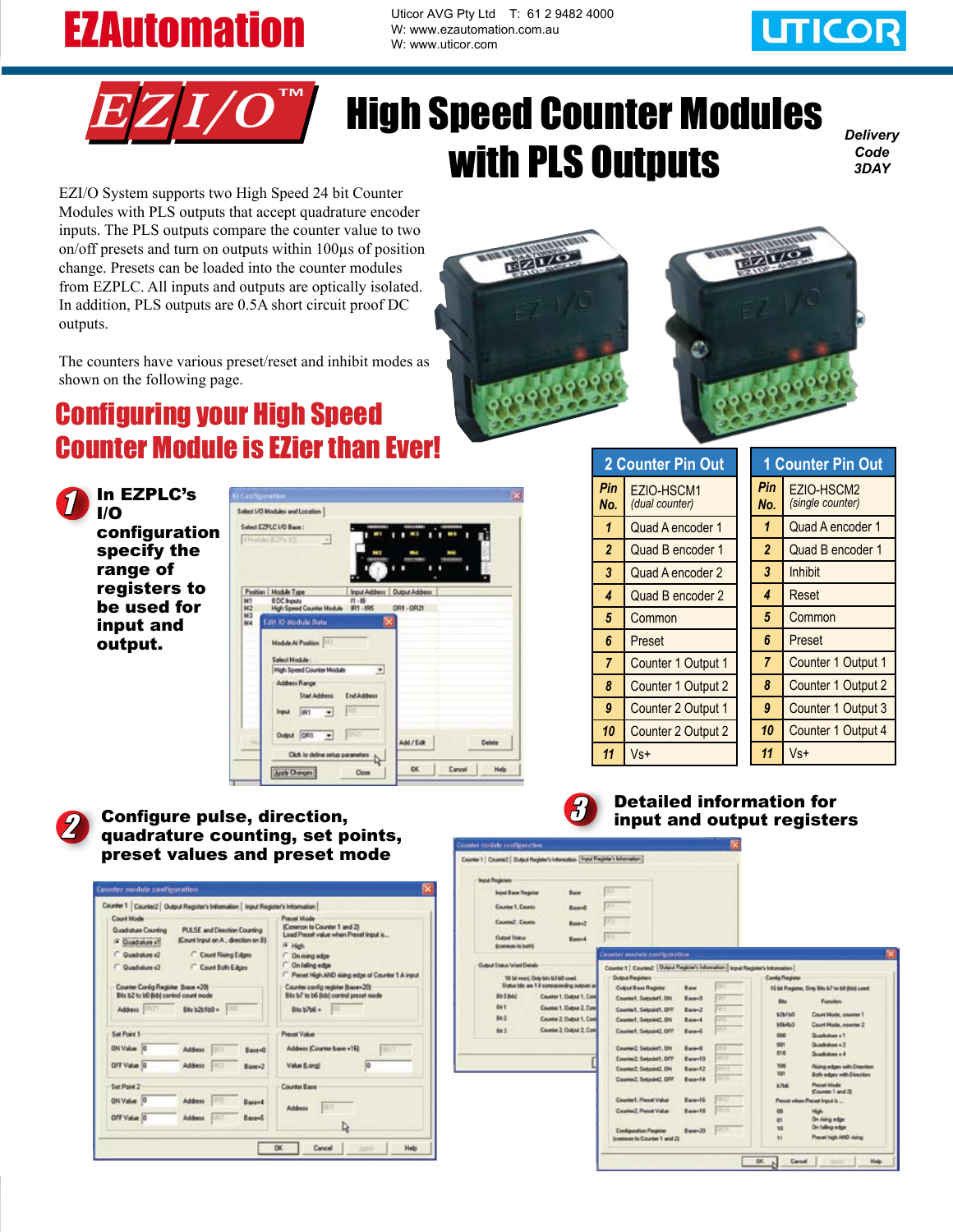# EZAutomation

Uticor AVG Pty Ltd T: 61 2 9482 4000
W: www.ezautomation.com.au
W: www.uticor.com

UTICOR

# EZI/O™ High Speed Counter Modules with PLS Outputs

*Delivery Code 3DAY*

EZI/O System supports two High Speed 24 bit Counter Modules with PLS outputs that accept quadrature encoder inputs. The PLS outputs compare the counter value to two on/off presets and turn on outputs within 100µs of position change. Presets can be loaded into the counter modules from EZPLC. All inputs and outputs are optically isolated. In addition, PLS outputs are 0.5A short circuit proof DC outputs.

The counters have various preset/reset and inhibit modes as shown on the following page.

## Configuring your High Speed Counter Module is EZier than Ever!

**1 In EZPLC's I/O configuration specify the range of registers to be used for input and output.**

**2 Configure pulse, direction, quadrature counting, set points, preset values and preset mode**

**3 Detailed information for input and output registers**

### 2 Counter Pin Out

| Pin No. | EZIO-HSCM1 *(dual counter)* |
|---|---|
| 1 | Quad A encoder 1 |
| 2 | Quad B encoder 1 |
| 3 | Quad A encoder 2 |
| 4 | Quad B encoder 2 |
| 5 | Common |
| 6 | Preset |
| 7 | Counter 1 Output 1 |
| 8 | Counter 1 Output 2 |
| 9 | Counter 2 Output 1 |
| 10 | Counter 2 Output 2 |
| 11 | Vs+ |

### 1 Counter Pin Out

| Pin No. | EZIO-HSCM2 *(single counter)* |
|---|---|
| 1 | Quad A encoder 1 |
| 2 | Quad B encoder 1 |
| 3 | Inhibit |
| 4 | Reset |
| 5 | Common |
| 6 | Preset |
| 7 | Counter 1 Output 1 |
| 8 | Counter 1 Output 2 |
| 9 | Counter 1 Output 3 |
| 10 | Counter 1 Output 4 |
| 11 | Vs+ |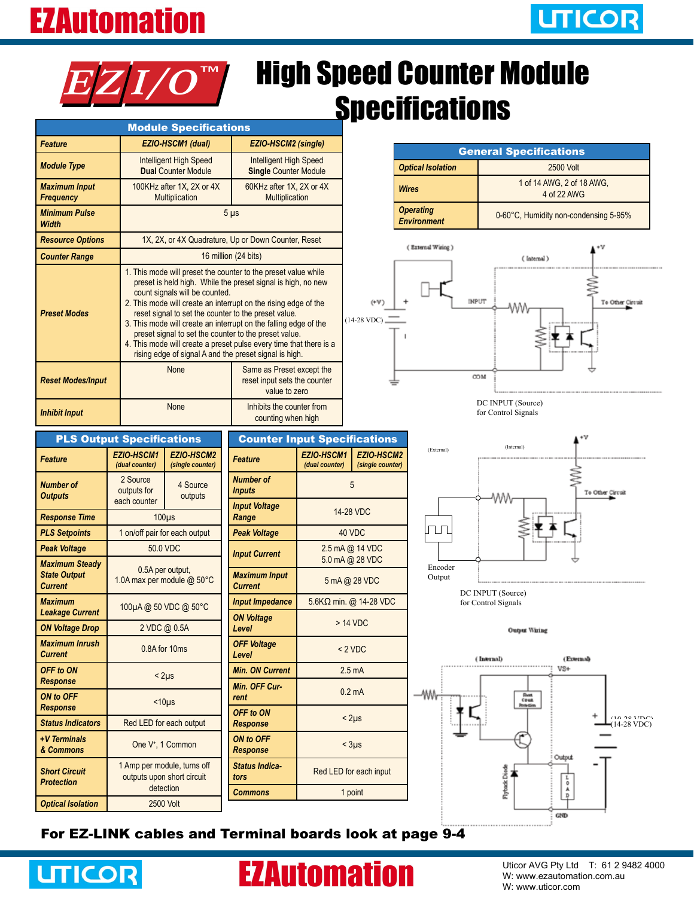# EZI/O™ High Speed Counter Module Specifications

| Module Specifications | | |
|---|---|---|
| **Feature** | **EZIO-HSCM1 (dual)** | **EZIO-HSCM2 (single)** |
| **Module Type** | Intelligent High Speed **Dual** Counter Module | Intelligent High Speed **Single** Counter Module |
| **Maximum Input Frequency** | 100KHz after 1X, 2X or 4X Multiplication | 60KHz after 1X, 2X or 4X Multiplication |
| **Minimum Pulse Width** | 5 µs | |
| **Resource Options** | 1X, 2X, or 4X Quadrature, Up or Down Counter, Reset | |
| **Counter Range** | 16 million (24 bits) | |
| **Preset Modes** | 1. This mode will preset the counter to the preset value while preset is held high. While the preset signal is high, no new count signals will be counted. 2. This mode will create an interrupt on the rising edge of the reset signal to set the counter to the preset value. 3. This mode will create an interrupt on the falling edge of the preset signal to set the counter to the preset value. 4. This mode will create a preset pulse every time that there is a rising edge of signal A and the preset signal is high. | |
| **Reset Modes/Input** | None | Same as Preset except the reset input sets the counter value to zero |
| **Inhibit Input** | None | Inhibits the counter from counting when high |

| General Specifications | |
|---|---|
| **Optical Isolation** | 2500 Volt |
| **Wires** | 1 of 14 AWG, 2 of 18 AWG, 4 of 22 AWG |
| **Operating Environment** | 0-60°C, Humidity non-condensing 5-95% |

(External Wiring) (Internal) +V (+V) INPUT To Other Circuit (14-28 VDC) COM

DC INPUT (Source) for Control Signals

| PLS Output Specifications | | |
|---|---|---|
| **Feature** | **EZIO-HSCM1** (dual counter) | **EZIO-HSCM2** (single counter) |
| **Number of Outputs** | 2 Source outputs for each counter | 4 Source outputs |
| **Response Time** | 100µs | |
| **PLS Setpoints** | 1 on/off pair for each output | |
| **Peak Voltage** | 50.0 VDC | |
| **Maximum Steady State Output Current** | 0.5A per output, 1.0A max per module @ 50°C | |
| **Maximum Leakage Current** | 100µA @ 50 VDC @ 50°C | |
| **ON Voltage Drop** | 2 VDC @ 0.5A | |
| **Maximum Inrush Current** | 0.8A for 10ms | |
| **OFF to ON Response** | < 2µs | |
| **ON to OFF Response** | <10µs | |
| **Status Indicators** | Red LED for each output | |
| **+V Terminals & Commons** | One V+, 1 Common | |
| **Short Circuit Protection** | 1 Amp per module, turns off outputs upon short circuit detection | |
| **Optical Isolation** | 2500 Volt | |

| Counter Input Specifications | | |
|---|---|---|
| **Feature** | **EZIO-HSCM1** (dual counter) | **EZIO-HSCM2** (single counter) |
| **Number of Inputs** | 5 | |
| **Input Voltage Range** | 14-28 VDC | |
| **Peak Voltage** | 40 VDC | |
| **Input Current** | 2.5 mA @ 14 VDC 5.0 mA @ 28 VDC | |
| **Maximum Input Current** | 5 mA @ 28 VDC | |
| **Input Impedance** | 5.6KΩ min. @ 14-28 VDC | |
| **ON Voltage Level** | > 14 VDC | |
| **OFF Voltage Level** | < 2 VDC | |
| **Min. ON Current** | 2.5 mA | |
| **Min. OFF Current** | 0.2 mA | |
| **OFF to ON Response** | < 2µs | |
| **ON to OFF Response** | < 3µs | |
| **Status Indicators** | Red LED for each input | |
| **Commons** | 1 point | |

(External) (Internal) +V To Other Circuit Encoder Output

DC INPUT (Source) for Control Signals

Output Wiring

(Internal) (External) VS+ Short Circuit Protection (14-28 VDC) Output Flyback Diode LOAD GND

**For EZ-LINK cables and Terminal boards look at page 9-4**

Uticor AVG Pty Ltd T: 61 2 9482 4000
W: www.ezautomation.com.au
W: www.uticor.com